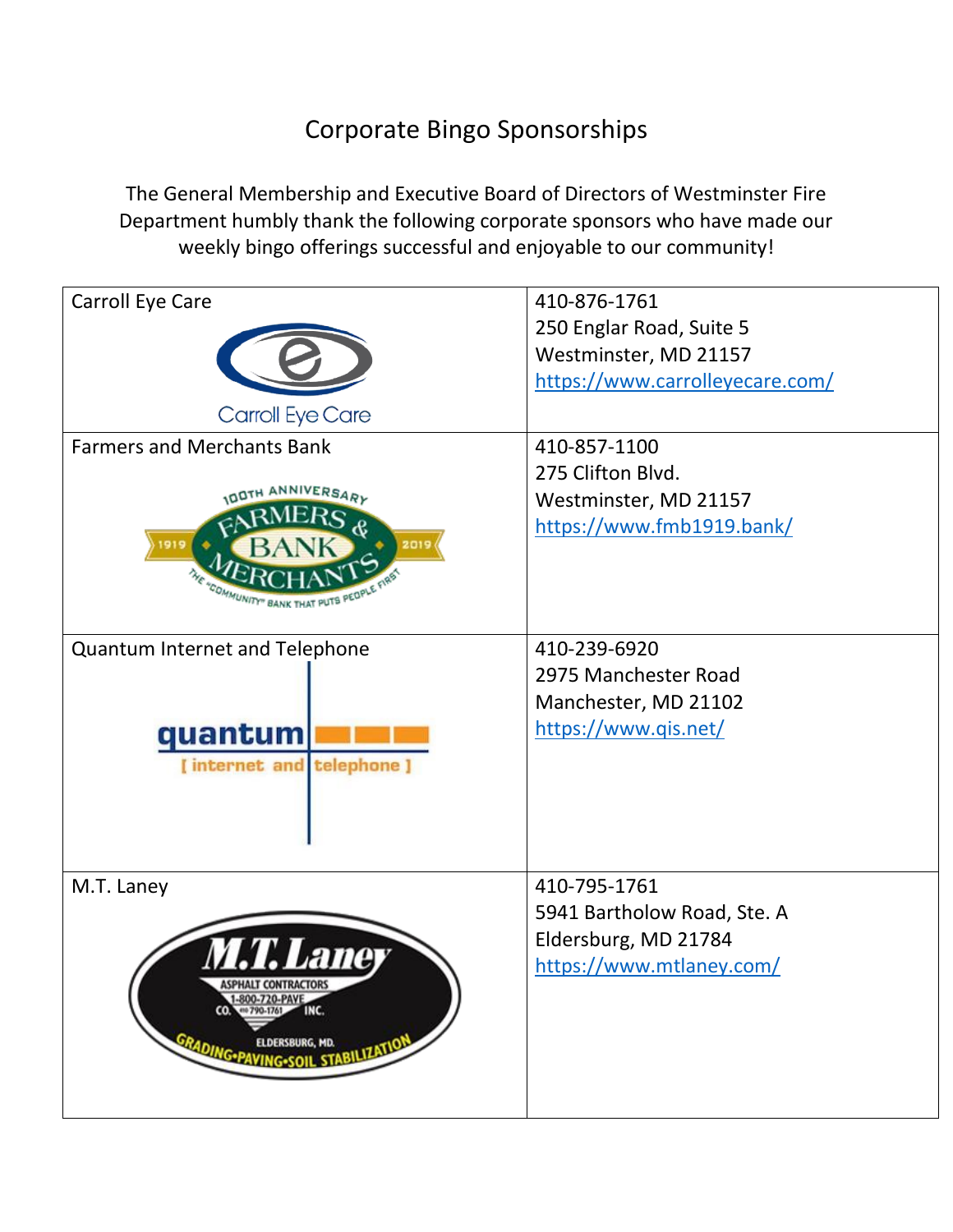# Corporate Bingo Sponsorships

The General Membership and Executive Board of Directors of Westminster Fire Department humbly thank the following corporate sponsors who have made our weekly bingo offerings successful and enjoyable to our community!

| Sponsor | Contact |
|---|---|
| Carroll Eye Care | 410-876-1761<br>250 Englar Road, Suite 5<br>Westminster, MD 21157<br>https://www.carrolleyecare.com/ |
| Farmers and Merchants Bank | 410-857-1100<br>275 Clifton Blvd.<br>Westminster, MD 21157<br>https://www.fmb1919.bank/ |
| Quantum Internet and Telephone | 410-239-6920<br>2975 Manchester Road<br>Manchester, MD 21102<br>https://www.qis.net/ |
| M.T. Laney | 410-795-1761<br>5941 Bartholow Road, Ste. A<br>Eldersburg, MD 21784<br>https://www.mtlaney.com/ |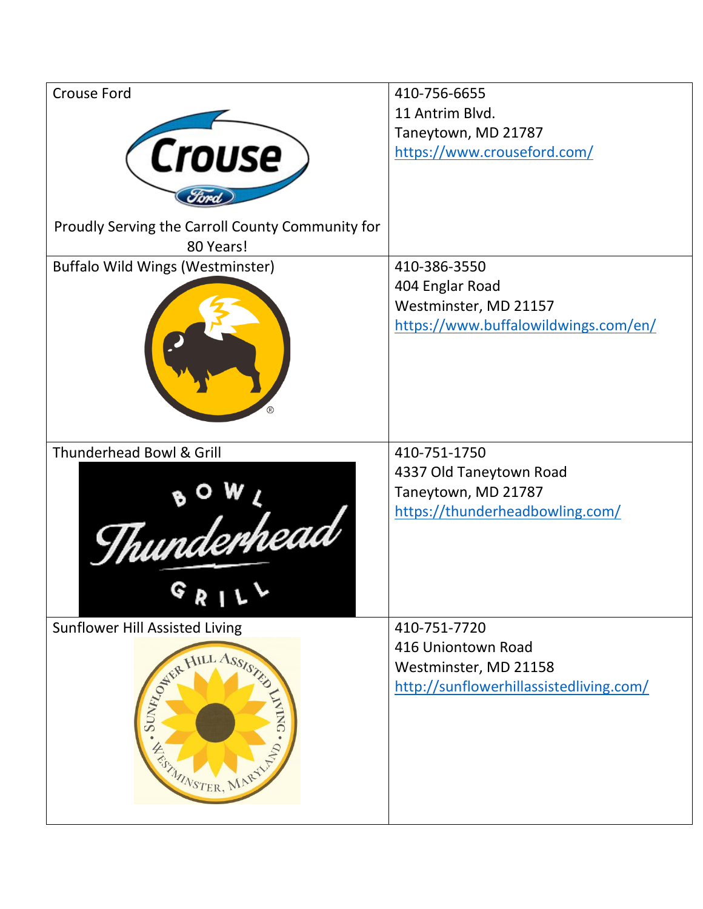| | |
|---|---|
| Crouse Ford<br><br>Proudly Serving the Carroll County Community for 80 Years! | 410-756-6655<br>11 Antrim Blvd.<br>Taneytown, MD 21787<br>https://www.crouseford.com/ |
| Buffalo Wild Wings (Westminster) | 410-386-3550<br>404 Englar Road<br>Westminster, MD 21157<br>https://www.buffalowildwings.com/en/ |
| Thunderhead Bowl & Grill | 410-751-1750<br>4337 Old Taneytown Road<br>Taneytown, MD 21787<br>https://thunderheadbowling.com/ |
| Sunflower Hill Assisted Living | 410-751-7720<br>416 Uniontown Road<br>Westminster, MD 21158<br>http://sunflowerhillassistedliving.com/ |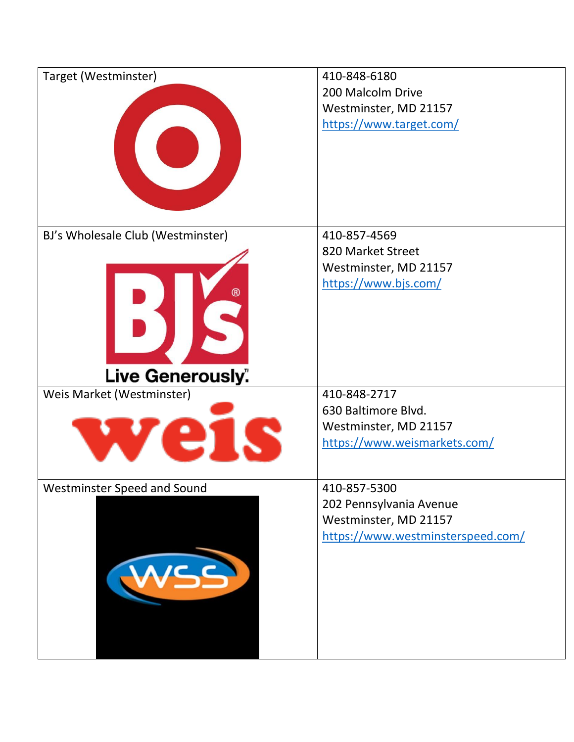| | |
|---|---|
| Target (Westminster) | 410-848-6180<br>200 Malcolm Drive<br>Westminster, MD 21157<br>https://www.target.com/ |
| BJ’s Wholesale Club (Westminster) | 410-857-4569<br>820 Market Street<br>Westminster, MD 21157<br>https://www.bjs.com/ |
| Weis Market (Westminster) | 410-848-2717<br>630 Baltimore Blvd.<br>Westminster, MD 21157<br>https://www.weismarkets.com/ |
| Westminster Speed and Sound | 410-857-5300<br>202 Pennsylvania Avenue<br>Westminster, MD 21157<br>https://www.westminsterspeed.com/ |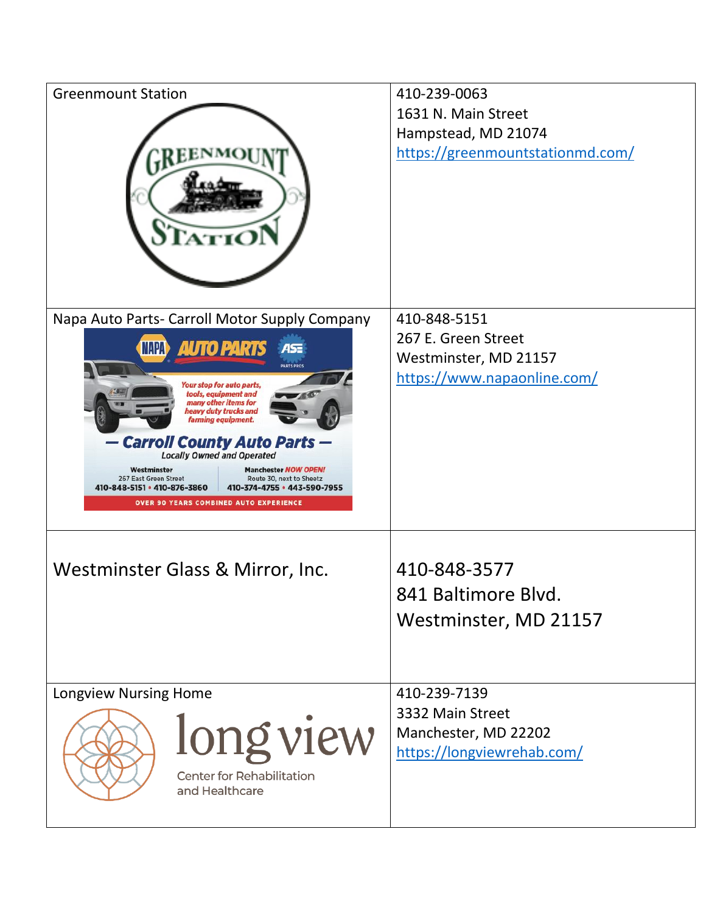| | |
|---|---|
| Greenmount Station | 410-239-0063<br>1631 N. Main Street<br>Hampstead, MD 21074<br>https://greenmountstationmd.com/ |
| Napa Auto Parts- Carroll Motor Supply Company | 410-848-5151<br>267 E. Green Street<br>Westminster, MD 21157<br>https://www.napaonline.com/ |
| Westminster Glass & Mirror, Inc. | 410-848-3577<br>841 Baltimore Blvd.<br>Westminster, MD 21157 |
| Longview Nursing Home | 410-239-7139<br>3332 Main Street<br>Manchester, MD 22202<br>https://longviewrehab.com/ |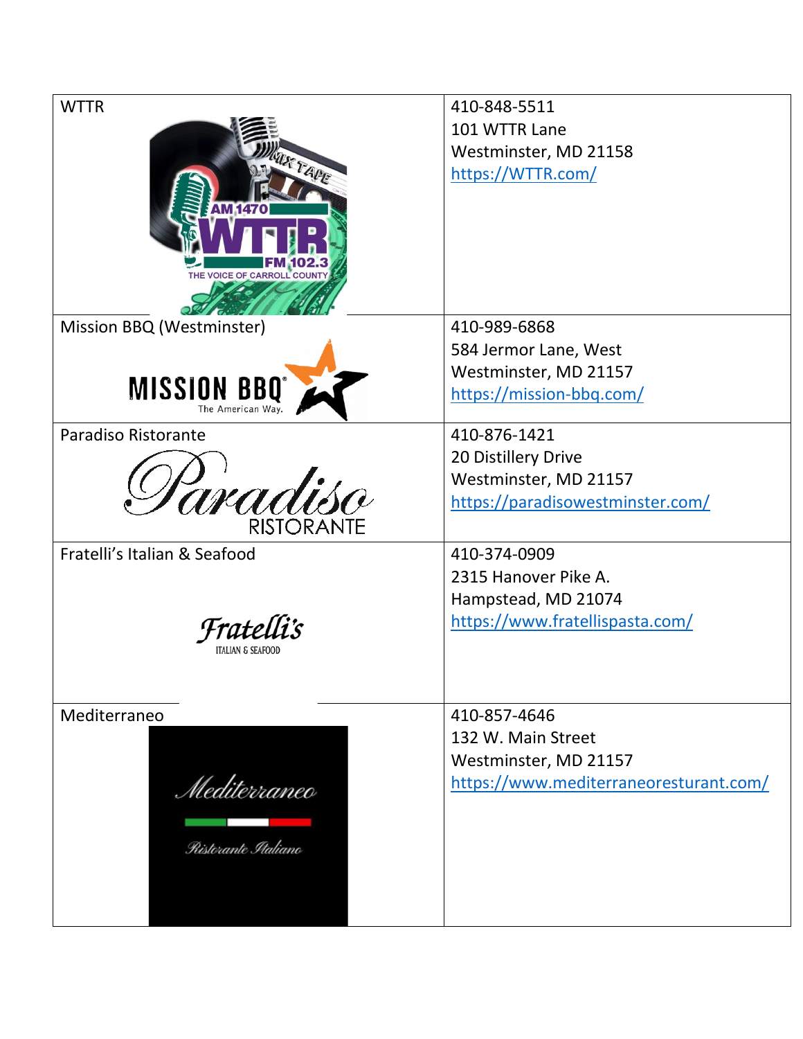| | |
|---|---|
| WTTR | 410-848-5511<br>101 WTTR Lane<br>Westminster, MD 21158<br>https://WTTR.com/ |
| Mission BBQ (Westminster) | 410-989-6868<br>584 Jermor Lane, West<br>Westminster, MD 21157<br>https://mission-bbq.com/ |
| Paradiso Ristorante | 410-876-1421<br>20 Distillery Drive<br>Westminster, MD 21157<br>https://paradisowestminster.com/ |
| Fratelli's Italian & Seafood | 410-374-0909<br>2315 Hanover Pike A.<br>Hampstead, MD 21074<br>https://www.fratellispasta.com/ |
| Mediterraneo | 410-857-4646<br>132 W. Main Street<br>Westminster, MD 21157<br>https://www.mediterraneoresturant.com/ |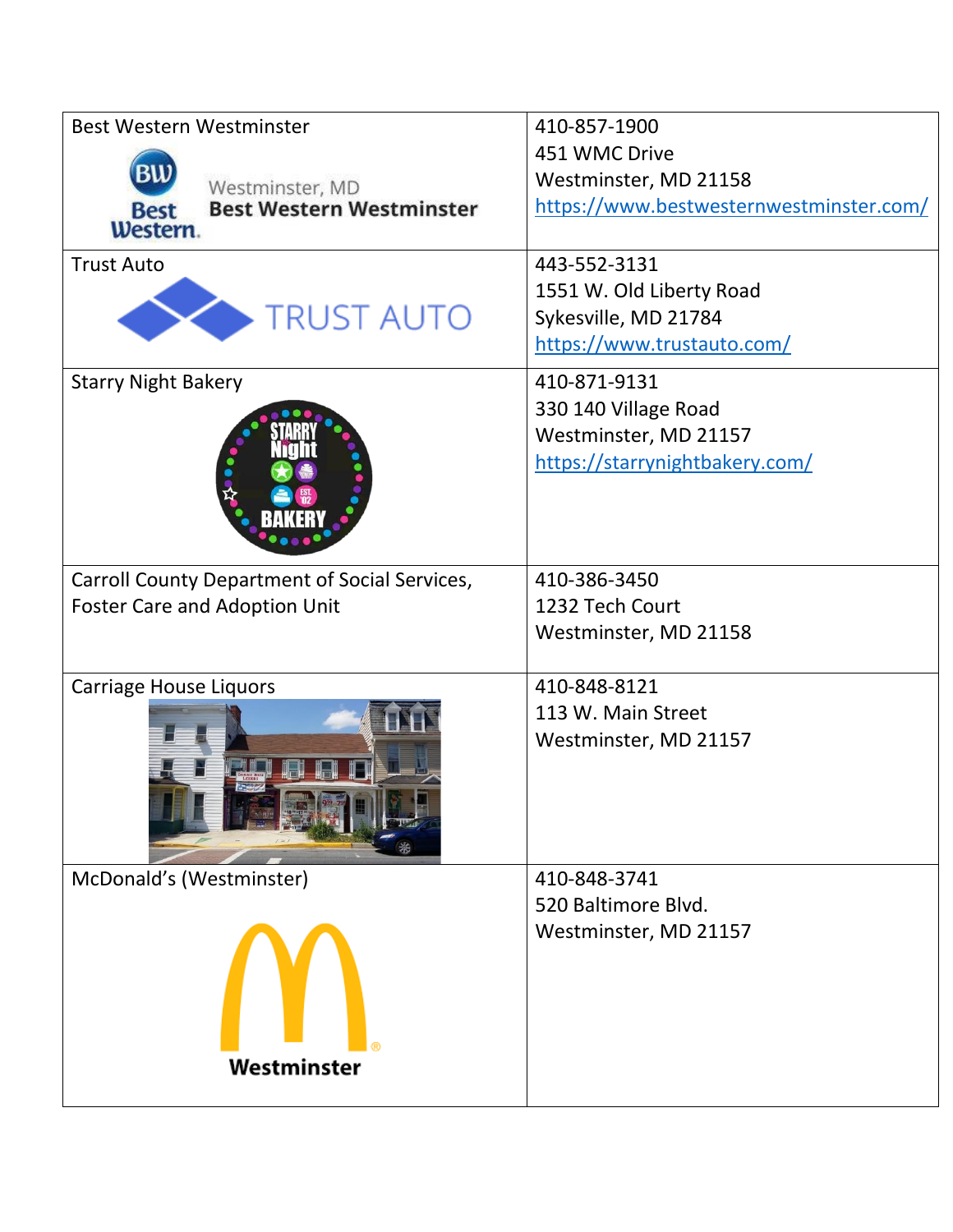| | |
|---|---|
| Best Western Westminster | 410-857-1900<br>451 WMC Drive<br>Westminster, MD 21158<br>https://www.bestwesternwestminster.com/ |
| Trust Auto | 443-552-3131<br>1551 W. Old Liberty Road<br>Sykesville, MD 21784<br>https://www.trustauto.com/ |
| Starry Night Bakery | 410-871-9131<br>330 140 Village Road<br>Westminster, MD 21157<br>https://starrynightbakery.com/ |
| Carroll County Department of Social Services, Foster Care and Adoption Unit | 410-386-3450<br>1232 Tech Court<br>Westminster, MD 21158 |
| Carriage House Liquors | 410-848-8121<br>113 W. Main Street<br>Westminster, MD 21157 |
| McDonald's (Westminster) | 410-848-3741<br>520 Baltimore Blvd.<br>Westminster, MD 21157 |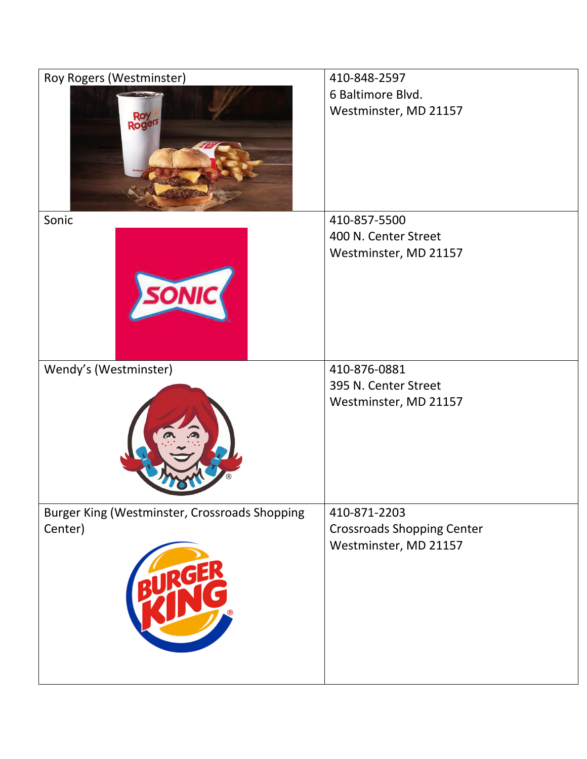| | |
|---|---|
| Roy Rogers (Westminster) | 410-848-2597<br>6 Baltimore Blvd.<br>Westminster, MD 21157 |
| Sonic | 410-857-5500<br>400 N. Center Street<br>Westminster, MD 21157 |
| Wendy's (Westminster) | 410-876-0881<br>395 N. Center Street<br>Westminster, MD 21157 |
| Burger King (Westminster, Crossroads Shopping Center) | 410-871-2203<br>Crossroads Shopping Center<br>Westminster, MD 21157 |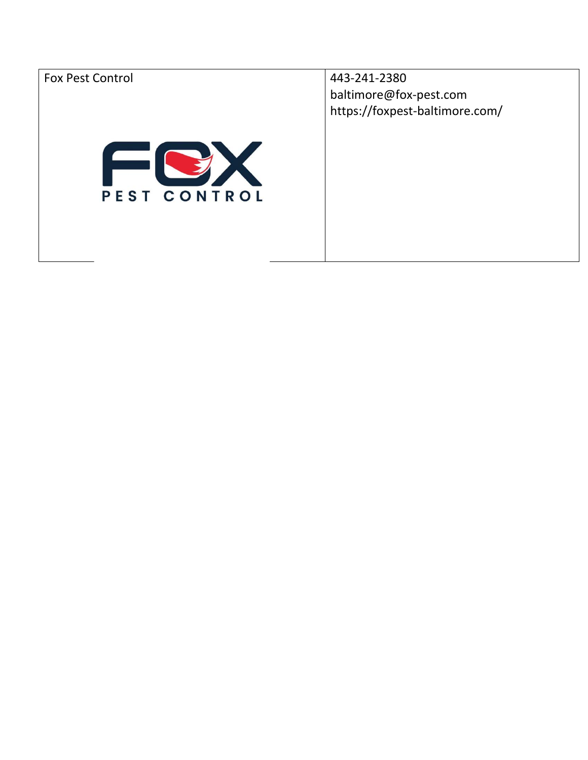| | |
|---|---|
| Fox Pest Control<br><br>FOX<br>PEST CONTROL | 443-241-2380<br>baltimore@fox-pest.com<br>https://foxpest-baltimore.com/ |